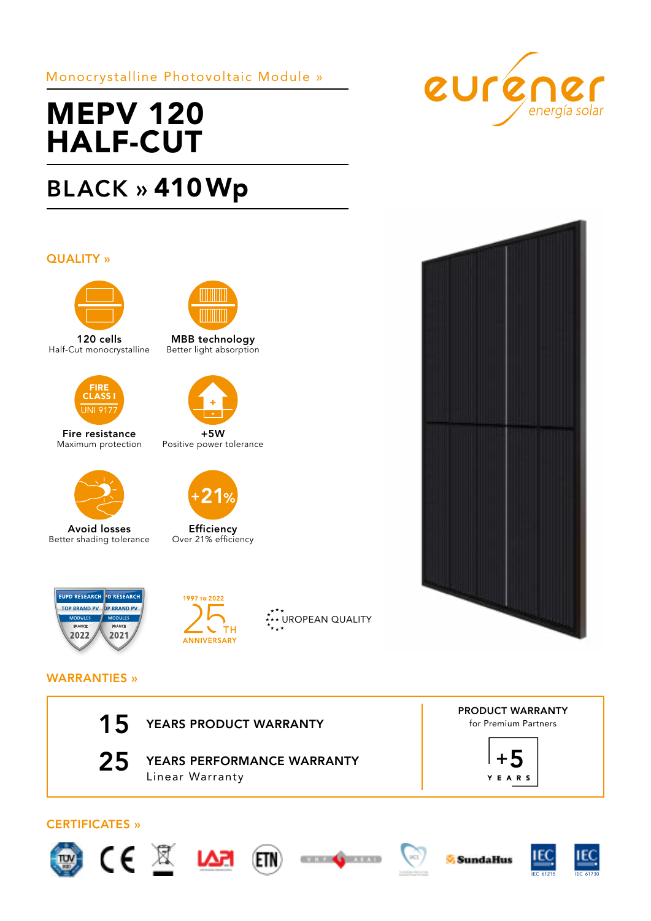Monocrystalline Photovoltaic Module »

# MEPV 120 HALF-CUT

## BLACK » 410 Wp

eurener energía solar

### QUALITY »

**120 cells**
Half-Cut monocrystalline

**MBB technology**
Better light absorption

FIRE CLASS I UNI 9177

**Fire resistance**
Maximum protection

**+5W**
Positive power tolerance

**Avoid losses**
Better shading tolerance

+21%

**Efficiency**
Over 21% efficiency

EUPD RESEARCH TOP BRAND PV MODULES FRANCE 2022

EUPD RESEARCH TOP BRAND PV MODULES FRANCE 2021

1997 TO 2022 25TH ANNIVERSARY

EUROPEAN QUALITY

### WARRANTIES »

**15** YEARS PRODUCT WARRANTY

**25** YEARS PERFORMANCE WARRANTY
Linear Warranty

PRODUCT WARRANTY
for Premium Partners

+5 YEARS

### CERTIFICATES »

TÜV CE LAPI ETN SundaHus IEC 61215 IEC 61730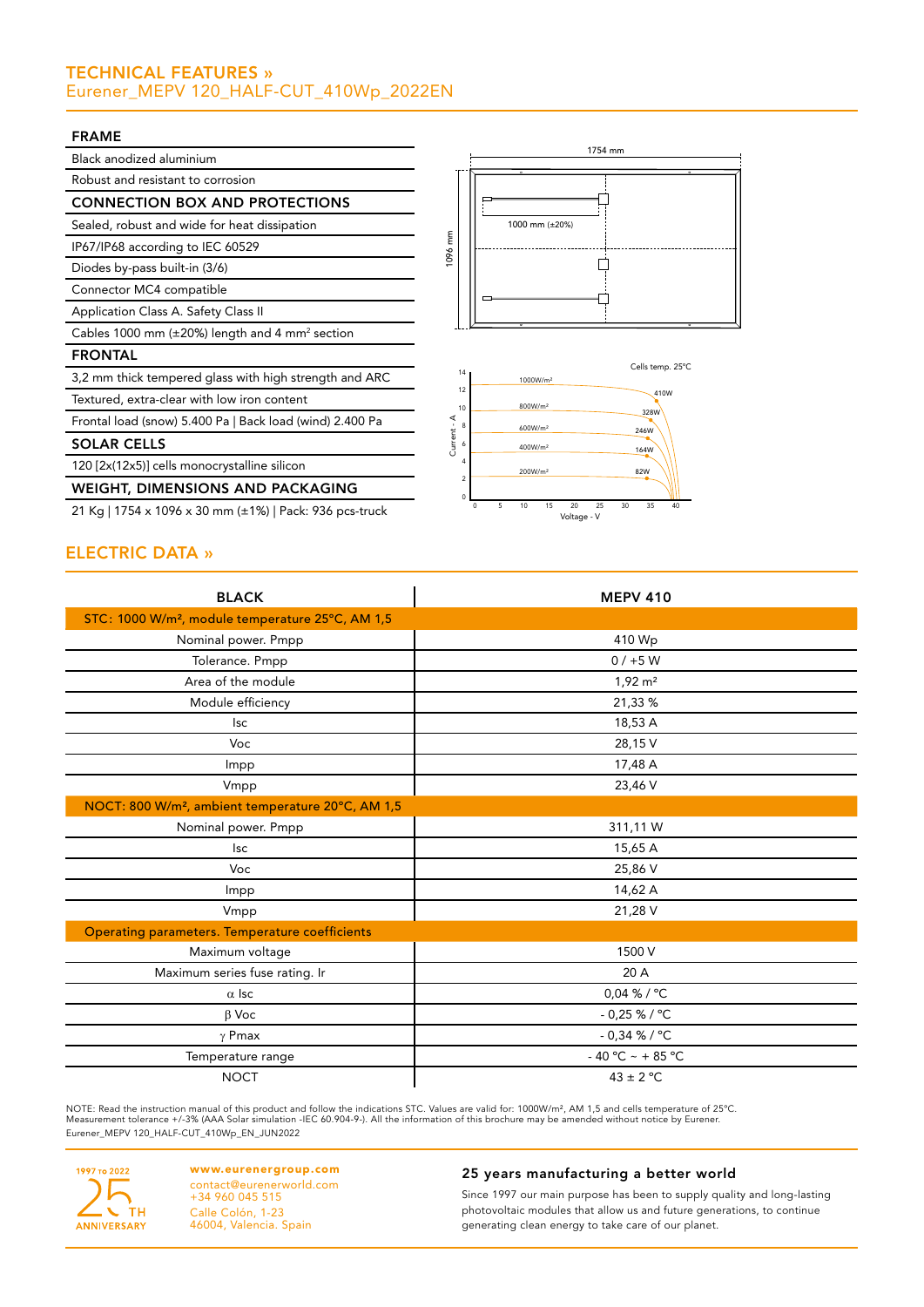# TECHNICAL FEATURES »

## Eurener_MEPV 120_HALF-CUT_410Wp_2022EN

| FRAME |
|---|
| Black anodized aluminium |
| Robust and resistant to corrosion |
| **CONNECTION BOX AND PROTECTIONS** |
| Sealed, robust and wide for heat dissipation |
| IP67/IP68 according to IEC 60529 |
| Diodes by-pass built-in (3/6) |
| Connector MC4 compatible |
| Application Class A. Safety Class II |
| Cables 1000 mm (±20%) length and 4 mm² section |
| **FRONTAL** |
| 3,2 mm thick tempered glass with high strength and ARC |
| Textured, extra-clear with low iron content |
| Frontal load (snow) 5.400 Pa \| Back load (wind) 2.400 Pa |
| **SOLAR CELLS** |
| 120 [2x(12x5)] cells monocrystalline silicon |
| **WEIGHT, DIMENSIONS AND PACKAGING** |
| 21 Kg \| 1754 x 1096 x 30 mm (±1%) \| Pack: 936 pcs-truck |

1754 mm
1096 mm
1000 mm (±20%)

Cells temp. 25°C
1000W/m² 410W
800W/m² 328W
600W/m² 246W
400W/m² 164W
200W/m² 82W
Current - A
Voltage - V

## ELECTRIC DATA »

| BLACK | MEPV 410 |
|---|---|
| **STC: 1000 W/m², module temperature 25°C, AM 1,5** | |
| Nominal power. Pmpp | 410 Wp |
| Tolerance. Pmpp | 0 / +5 W |
| Area of the module | 1,92 m² |
| Module efficiency | 21,33 % |
| Isc | 18,53 A |
| Voc | 28,15 V |
| Impp | 17,48 A |
| Vmpp | 23,46 V |
| **NOCT: 800 W/m², ambient temperature 20°C, AM 1,5** | |
| Nominal power. Pmpp | 311,11 W |
| Isc | 15,65 A |
| Voc | 25,86 V |
| Impp | 14,62 A |
| Vmpp | 21,28 V |
| **Operating parameters. Temperature coefficients** | |
| Maximum voltage | 1500 V |
| Maximum series fuse rating. Ir | 20 A |
| $\alpha$ Isc | 0,04 % / °C |
| $\beta$ Voc | - 0,25 % / °C |
| $\gamma$ Pmax | - 0,34 % / °C |
| Temperature range | - 40 °C ~ + 85 °C |
| NOCT | 43 ± 2 °C |

NOTE: Read the instruction manual of this product and follow the indications STC. Values are valid for: 1000W/m², AM 1,5 and cells temperature of 25°C. Measurement tolerance +/-3% (AAA Solar simulation -IEC 60.904-9-). All the information of this brochure may be amended without notice by Eurener.
Eurener_MEPV 120_HALF-CUT_410Wp_EN_JUN2022

1997 TO 2022
25TH ANNIVERSARY

**www.eurenergroup.com**
contact@eurenerworld.com
+34 960 045 515
Calle Colón, 1-23
46004, Valencia. Spain

### 25 years manufacturing a better world

Since 1997 our main purpose has been to supply quality and long-lasting photovoltaic modules that allow us and future generations, to continue generating clean energy to take care of our planet.